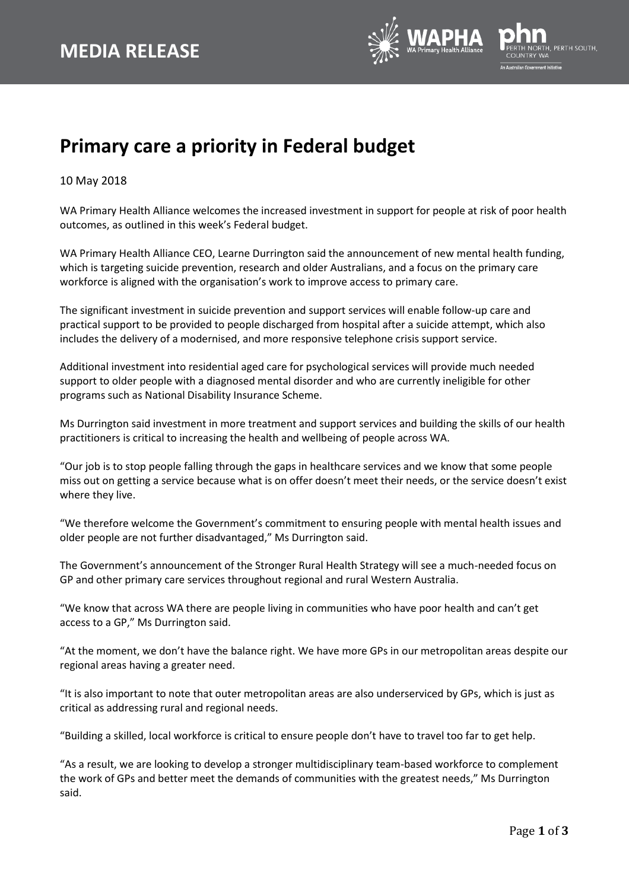# MEDIA RELEASE

# Primary care a priority in Federal budget

10 May 2018

WA Primary Health Alliance welcomes the increased investment in support for people at risk of poor health outcomes, as outlined in this week's Federal budget.

WA Primary Health Alliance CEO, Learne Durrington said the announcement of new mental health funding, which is targeting suicide prevention, research and older Australians, and a focus on the primary care workforce is aligned with the organisation's work to improve access to primary care.

The significant investment in suicide prevention and support services will enable follow-up care and practical support to be provided to people discharged from hospital after a suicide attempt, which also includes the delivery of a modernised, and more responsive telephone crisis support service.

Additional investment into residential aged care for psychological services will provide much needed support to older people with a diagnosed mental disorder and who are currently ineligible for other programs such as National Disability Insurance Scheme.

Ms Durrington said investment in more treatment and support services and building the skills of our health practitioners is critical to increasing the health and wellbeing of people across WA.

"Our job is to stop people falling through the gaps in healthcare services and we know that some people miss out on getting a service because what is on offer doesn't meet their needs, or the service doesn't exist where they live.

"We therefore welcome the Government's commitment to ensuring people with mental health issues and older people are not further disadvantaged," Ms Durrington said.

The Government's announcement of the Stronger Rural Health Strategy will see a much-needed focus on GP and other primary care services throughout regional and rural Western Australia.

"We know that across WA there are people living in communities who have poor health and can't get access to a GP," Ms Durrington said.

"At the moment, we don't have the balance right. We have more GPs in our metropolitan areas despite our regional areas having a greater need.

"It is also important to note that outer metropolitan areas are also underserviced by GPs, which is just as critical as addressing rural and regional needs.

"Building a skilled, local workforce is critical to ensure people don't have to travel too far to get help.

"As a result, we are looking to develop a stronger multidisciplinary team-based workforce to complement the work of GPs and better meet the demands of communities with the greatest needs," Ms Durrington said.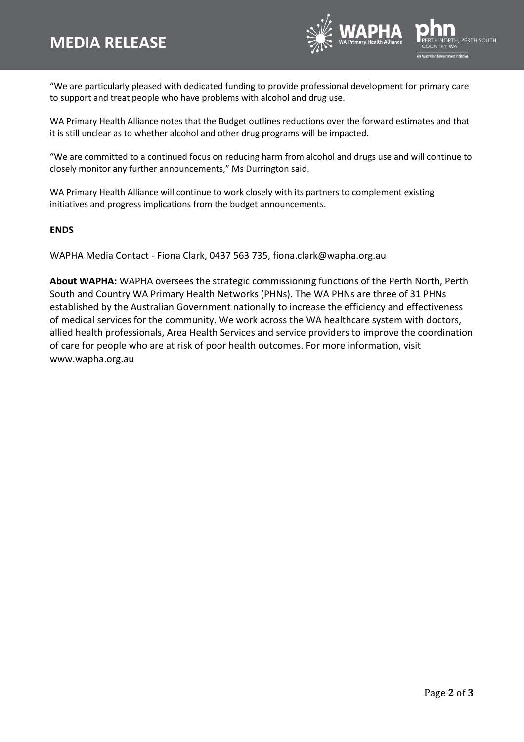"We are particularly pleased with dedicated funding to provide professional development for primary care to support and treat people who have problems with alcohol and drug use.

WA Primary Health Alliance notes that the Budget outlines reductions over the forward estimates and that it is still unclear as to whether alcohol and other drug programs will be impacted.

"We are committed to a continued focus on reducing harm from alcohol and drugs use and will continue to closely monitor any further announcements," Ms Durrington said.

WA Primary Health Alliance will continue to work closely with its partners to complement existing initiatives and progress implications from the budget announcements.

**ENDS**

WAPHA Media Contact - Fiona Clark, 0437 563 735, fiona.clark@wapha.org.au

**About WAPHA:** WAPHA oversees the strategic commissioning functions of the Perth North, Perth South and Country WA Primary Health Networks (PHNs). The WA PHNs are three of 31 PHNs established by the Australian Government nationally to increase the efficiency and effectiveness of medical services for the community. We work across the WA healthcare system with doctors, allied health professionals, Area Health Services and service providers to improve the coordination of care for people who are at risk of poor health outcomes. For more information, visit www.wapha.org.au